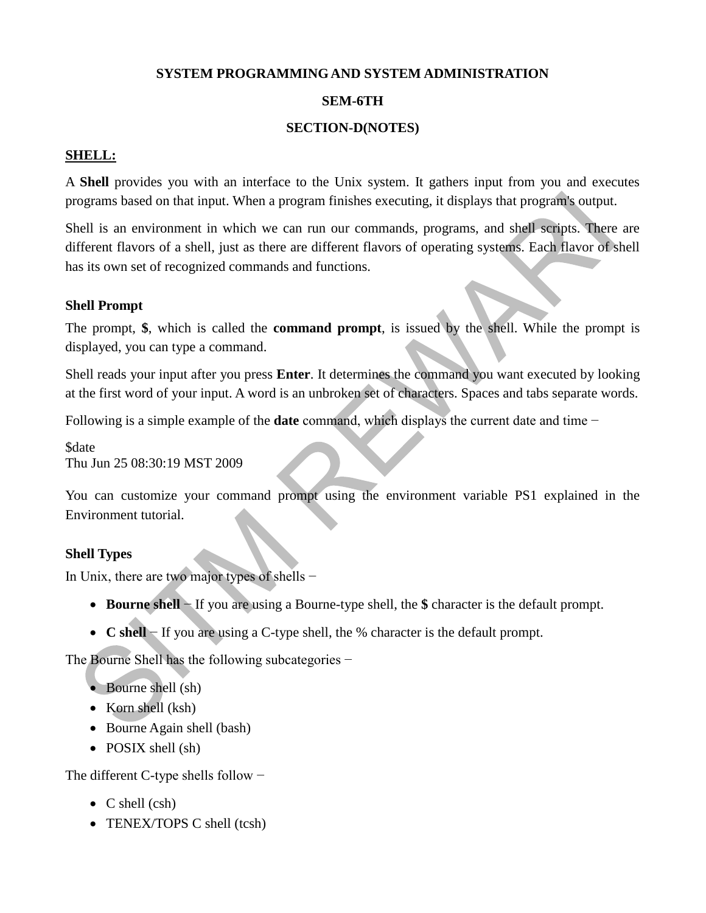**SYSTEM PROGRAMMING AND SYSTEM ADMINISTRATION**

**SEM-6TH**

**SECTION-D(NOTES)**

## SHELL:

A **Shell** provides you with an interface to the Unix system. It gathers input from you and executes programs based on that input. When a program finishes executing, it displays that program's output.

Shell is an environment in which we can run our commands, programs, and shell scripts. There are different flavors of a shell, just as there are different flavors of operating systems. Each flavor of shell has its own set of recognized commands and functions.

### Shell Prompt

The prompt, **$**, which is called the **command prompt**, is issued by the shell. While the prompt is displayed, you can type a command.

Shell reads your input after you press **Enter**. It determines the command you want executed by looking at the first word of your input. A word is an unbroken set of characters. Spaces and tabs separate words.

Following is a simple example of the **date** command, which displays the current date and time −

```
$date
Thu Jun 25 08:30:19 MST 2009
```

You can customize your command prompt using the environment variable PS1 explained in the Environment tutorial.

### Shell Types

In Unix, there are two major types of shells −

- **Bourne shell** − If you are using a Bourne-type shell, the **$** character is the default prompt.
- **C shell** − If you are using a C-type shell, the % character is the default prompt.

The Bourne Shell has the following subcategories −

- Bourne shell (sh)
- Korn shell (ksh)
- Bourne Again shell (bash)
- POSIX shell (sh)

The different C-type shells follow −

- C shell (csh)
- TENEX/TOPS C shell (tcsh)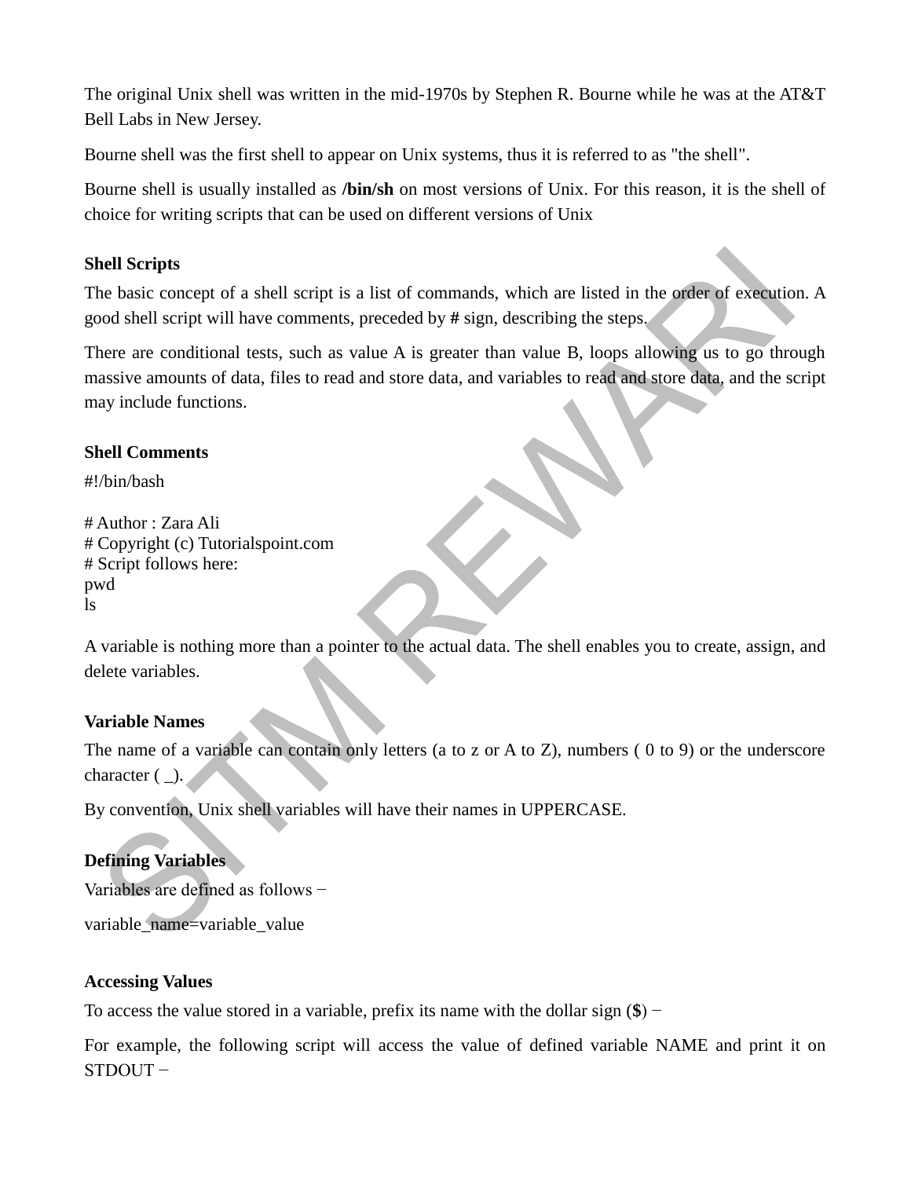The original Unix shell was written in the mid-1970s by Stephen R. Bourne while he was at the AT&T Bell Labs in New Jersey.

Bourne shell was the first shell to appear on Unix systems, thus it is referred to as "the shell".

Bourne shell is usually installed as **/bin/sh** on most versions of Unix. For this reason, it is the shell of choice for writing scripts that can be used on different versions of Unix

### Shell Scripts

The basic concept of a shell script is a list of commands, which are listed in the order of execution. A good shell script will have comments, preceded by **#** sign, describing the steps.

There are conditional tests, such as value A is greater than value B, loops allowing us to go through massive amounts of data, files to read and store data, and variables to read and store data, and the script may include functions.

### Shell Comments

```
#!/bin/bash

# Author : Zara Ali
# Copyright (c) Tutorialspoint.com
# Script follows here:
pwd
ls
```

A variable is nothing more than a pointer to the actual data. The shell enables you to create, assign, and delete variables.

### Variable Names

The name of a variable can contain only letters (a to z or A to Z), numbers ( 0 to 9) or the underscore character ( _).

By convention, Unix shell variables will have their names in UPPERCASE.

### Defining Variables

Variables are defined as follows −

```
variable_name=variable_value
```

### Accessing Values

To access the value stored in a variable, prefix its name with the dollar sign (**$**) −

For example, the following script will access the value of defined variable NAME and print it on STDOUT −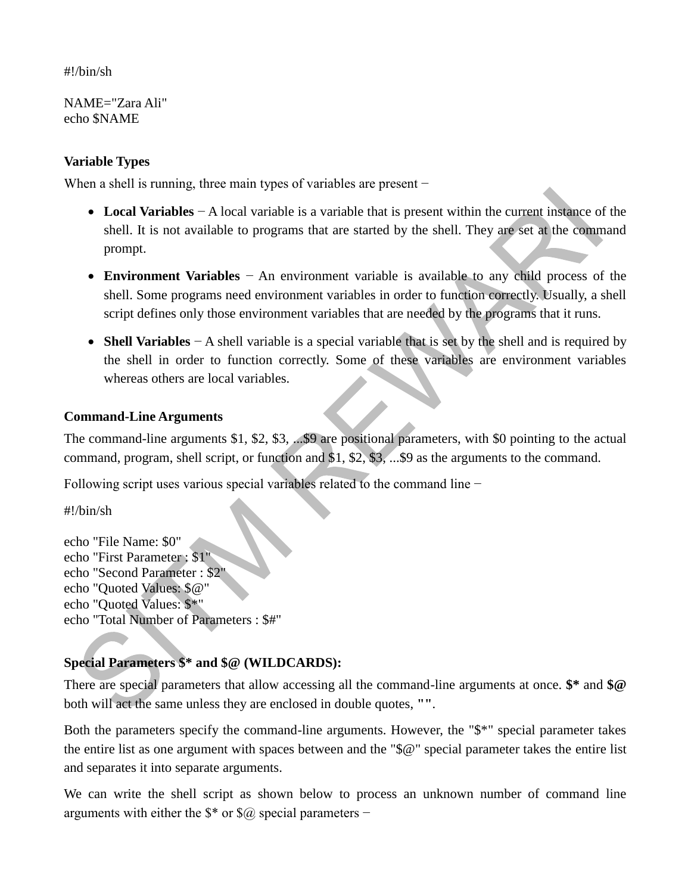```
#!/bin/sh

NAME="Zara Ali"
echo $NAME
```

### Variable Types

When a shell is running, three main types of variables are present −

- **Local Variables** − A local variable is a variable that is present within the current instance of the shell. It is not available to programs that are started by the shell. They are set at the command prompt.
- **Environment Variables** − An environment variable is available to any child process of the shell. Some programs need environment variables in order to function correctly. Usually, a shell script defines only those environment variables that are needed by the programs that it runs.
- **Shell Variables** − A shell variable is a special variable that is set by the shell and is required by the shell in order to function correctly. Some of these variables are environment variables whereas others are local variables.

### Command-Line Arguments

The command-line arguments $1, $2, $3, ...$9 are positional parameters, with $0 pointing to the actual command, program, shell script, or function and $1, $2, $3, ...$9 as the arguments to the command.

Following script uses various special variables related to the command line −

```
#!/bin/sh

echo "File Name: $0"
echo "First Parameter : $1"
echo "Second Parameter : $2"
echo "Quoted Values: $@"
echo "Quoted Values: $*"
echo "Total Number of Parameters : $#"
```

### Special Parameters $* and $@ (WILDCARDS):

There are special parameters that allow accessing all the command-line arguments at once. **$*** and **$@** both will act the same unless they are enclosed in double quotes, **""**.

Both the parameters specify the command-line arguments. However, the "$*" special parameter takes the entire list as one argument with spaces between and the "$@" special parameter takes the entire list and separates it into separate arguments.

We can write the shell script as shown below to process an unknown number of command line arguments with either the $* or $@ special parameters −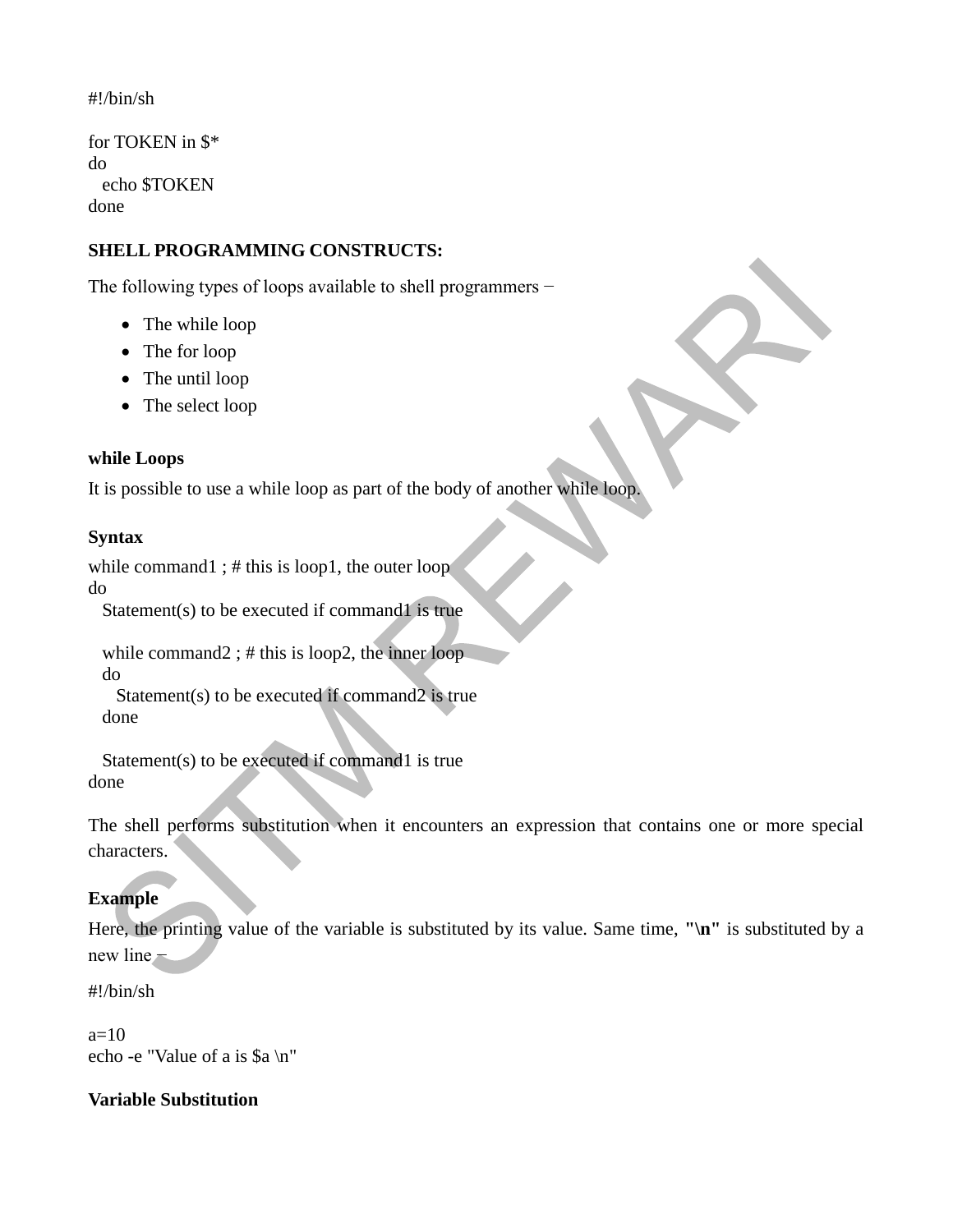```
#!/bin/sh

for TOKEN in $*
do
   echo $TOKEN
done
```

**SHELL PROGRAMMING CONSTRUCTS:**

The following types of loops available to shell programmers −

- The while loop
- The for loop
- The until loop
- The select loop

**while Loops**

It is possible to use a while loop as part of the body of another while loop.

**Syntax**

```
while command1 ; # this is loop1, the outer loop
do
   Statement(s) to be executed if command1 is true

   while command2 ; # this is loop2, the inner loop
   do
      Statement(s) to be executed if command2 is true
   done

   Statement(s) to be executed if command1 is true
done
```

The shell performs substitution when it encounters an expression that contains one or more special characters.

**Example**

Here, the printing value of the variable is substituted by its value. Same time, **"\n"** is substituted by a new line −

```
#!/bin/sh

a=10
echo -e "Value of a is $a \n"
```

**Variable Substitution**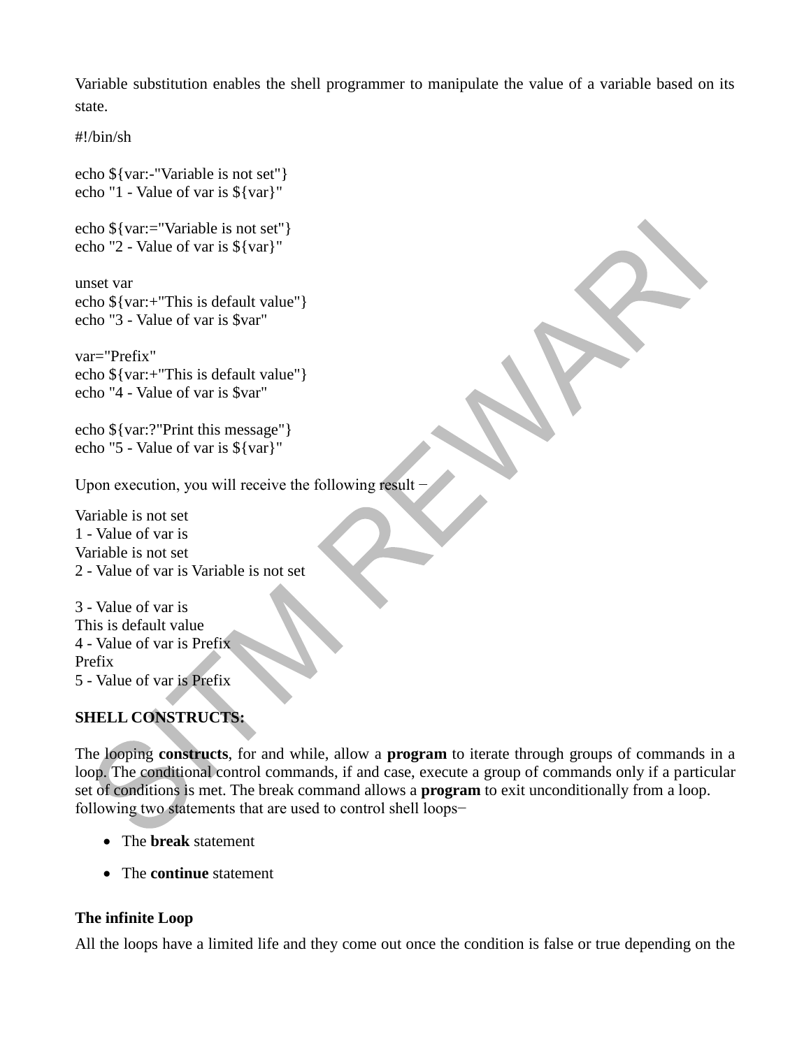Variable substitution enables the shell programmer to manipulate the value of a variable based on its state.

```
#!/bin/sh

echo ${var:-"Variable is not set"}
echo "1 - Value of var is ${var}"

echo ${var:="Variable is not set"}
echo "2 - Value of var is ${var}"

unset var
echo ${var:+"This is default value"}
echo "3 - Value of var is $var"

var="Prefix"
echo ${var:+"This is default value"}
echo "4 - Value of var is $var"

echo ${var:?"Print this message"}
echo "5 - Value of var is ${var}"
```

Upon execution, you will receive the following result −

```
Variable is not set
1 - Value of var is
Variable is not set
2 - Value of var is Variable is not set

3 - Value of var is
This is default value
4 - Value of var is Prefix
Prefix
5 - Value of var is Prefix
```

**SHELL CONSTRUCTS:**

The looping **constructs**, for and while, allow a **program** to iterate through groups of commands in a loop. The conditional control commands, if and case, execute a group of commands only if a particular set of conditions is met. The break command allows a **program** to exit unconditionally from a loop. following two statements that are used to control shell loops−

- The **break** statement
- The **continue** statement

**The infinite Loop**

All the loops have a limited life and they come out once the condition is false or true depending on the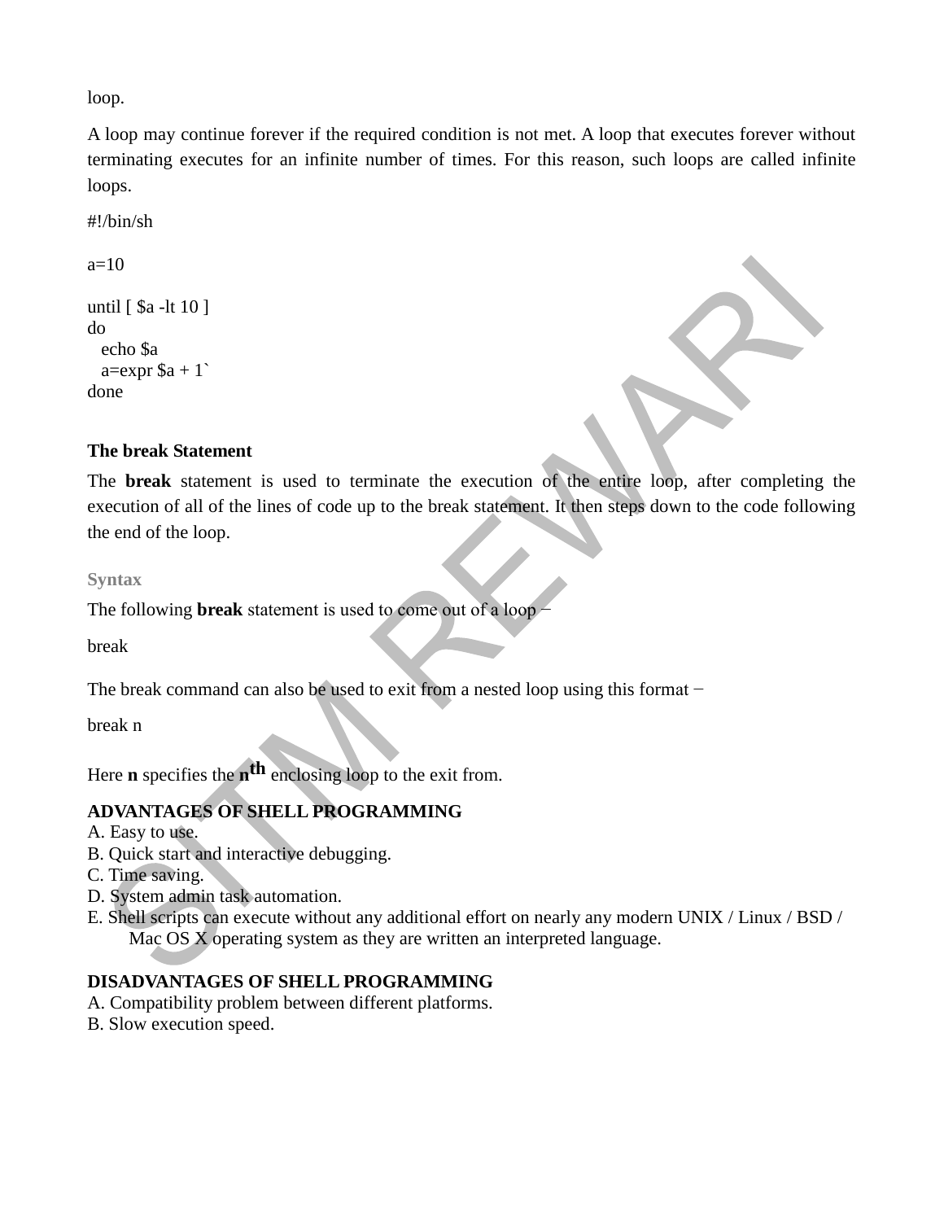loop.

A loop may continue forever if the required condition is not met. A loop that executes forever without terminating executes for an infinite number of times. For this reason, such loops are called infinite loops.

```
#!/bin/sh

a=10

until [ $a -lt 10 ]
do
   echo $a
   a=expr $a + 1`
done
```

**The break Statement**

The **break** statement is used to terminate the execution of the entire loop, after completing the execution of all of the lines of code up to the break statement. It then steps down to the code following the end of the loop.

**Syntax**

The following **break** statement is used to come out of a loop −

```
break
```

The break command can also be used to exit from a nested loop using this format −

```
break n
```

Here **n** specifies the **n^th^** enclosing loop to the exit from.

**ADVANTAGES OF SHELL PROGRAMMING**

A. Easy to use.
B. Quick start and interactive debugging.
C. Time saving.
D. System admin task automation.
E. Shell scripts can execute without any additional effort on nearly any modern UNIX / Linux / BSD / Mac OS X operating system as they are written an interpreted language.

**DISADVANTAGES OF SHELL PROGRAMMING**

A. Compatibility problem between different platforms.
B. Slow execution speed.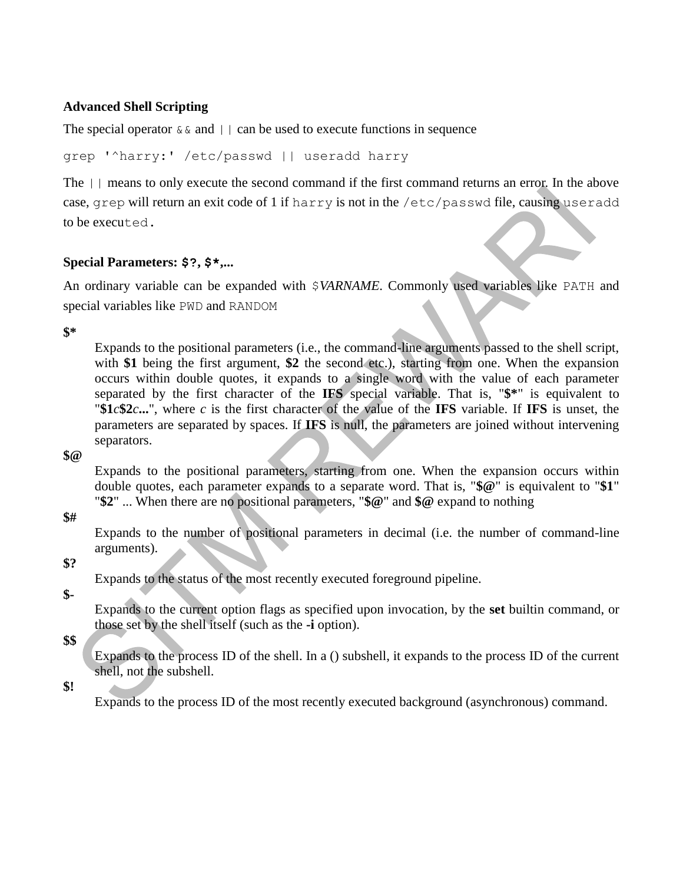**Advanced Shell Scripting**

The special operator `&&` and `||` can be used to execute functions in sequence

```
grep '^harry:' /etc/passwd || useradd harry
```

The `||` means to only execute the second command if the first command returns an error. In the above case, `grep` will return an exit code of 1 if `harry` is not in the `/etc/passwd` file, causing `useradd` to be executed.

**Special Parameters: `$?`, `$*`,...**

An ordinary variable can be expanded with `$`*VARNAME*. Commonly used variables like `PATH` and special variables like `PWD` and `RANDOM`

**$***

Expands to the positional parameters (i.e., the command-line arguments passed to the shell script, with **$1** being the first argument, **$2** the second etc.), starting from one. When the expansion occurs within double quotes, it expands to a single word with the value of each parameter separated by the first character of the **IFS** special variable. That is, "**$***" is equivalent to "**$1***c***$2***c***...**", where *c* is the first character of the value of the **IFS** variable. If **IFS** is unset, the parameters are separated by spaces. If **IFS** is null, the parameters are joined without intervening separators.

**$@**

Expands to the positional parameters, starting from one. When the expansion occurs within double quotes, each parameter expands to a separate word. That is, "**$@**" is equivalent to "**$1**" "**$2**" ... When there are no positional parameters, "**$@**" and **$@** expand to nothing

**$#**

Expands to the number of positional parameters in decimal (i.e. the number of command-line arguments).

**$?**

Expands to the status of the most recently executed foreground pipeline.

**$-**

Expands to the current option flags as specified upon invocation, by the **set** builtin command, or those set by the shell itself (such as the **-i** option).

**$$**

Expands to the process ID of the shell. In a () subshell, it expands to the process ID of the current shell, not the subshell.

**$!**

Expands to the process ID of the most recently executed background (asynchronous) command.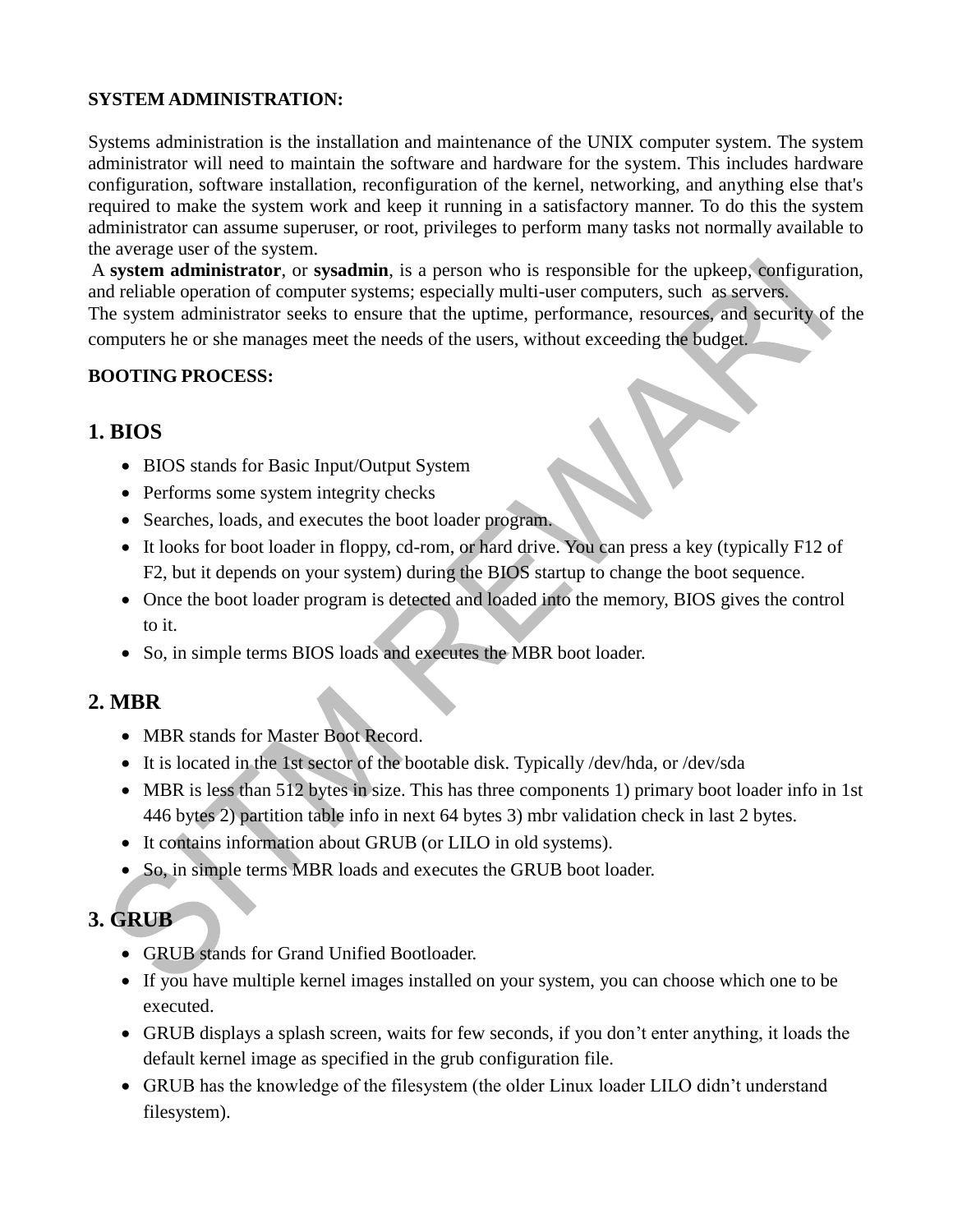**SYSTEM ADMINISTRATION:**

Systems administration is the installation and maintenance of the UNIX computer system. The system administrator will need to maintain the software and hardware for the system. This includes hardware configuration, software installation, reconfiguration of the kernel, networking, and anything else that's required to make the system work and keep it running in a satisfactory manner. To do this the system administrator can assume superuser, or root, privileges to perform many tasks not normally available to the average user of the system.

A **system administrator**, or **sysadmin**, is a person who is responsible for the upkeep, configuration, and reliable operation of computer systems; especially multi-user computers, such as servers.

The system administrator seeks to ensure that the uptime, performance, resources, and security of the computers he or she manages meet the needs of the users, without exceeding the budget.

**BOOTING PROCESS:**

## 1. BIOS

- BIOS stands for Basic Input/Output System
- Performs some system integrity checks
- Searches, loads, and executes the boot loader program.
- It looks for boot loader in floppy, cd-rom, or hard drive. You can press a key (typically F12 of F2, but it depends on your system) during the BIOS startup to change the boot sequence.
- Once the boot loader program is detected and loaded into the memory, BIOS gives the control to it.
- So, in simple terms BIOS loads and executes the MBR boot loader.

## 2. MBR

- MBR stands for Master Boot Record.
- It is located in the 1st sector of the bootable disk. Typically /dev/hda, or /dev/sda
- MBR is less than 512 bytes in size. This has three components 1) primary boot loader info in 1st 446 bytes 2) partition table info in next 64 bytes 3) mbr validation check in last 2 bytes.
- It contains information about GRUB (or LILO in old systems).
- So, in simple terms MBR loads and executes the GRUB boot loader.

## 3. GRUB

- GRUB stands for Grand Unified Bootloader.
- If you have multiple kernel images installed on your system, you can choose which one to be executed.
- GRUB displays a splash screen, waits for few seconds, if you don't enter anything, it loads the default kernel image as specified in the grub configuration file.
- GRUB has the knowledge of the filesystem (the older Linux loader LILO didn't understand filesystem).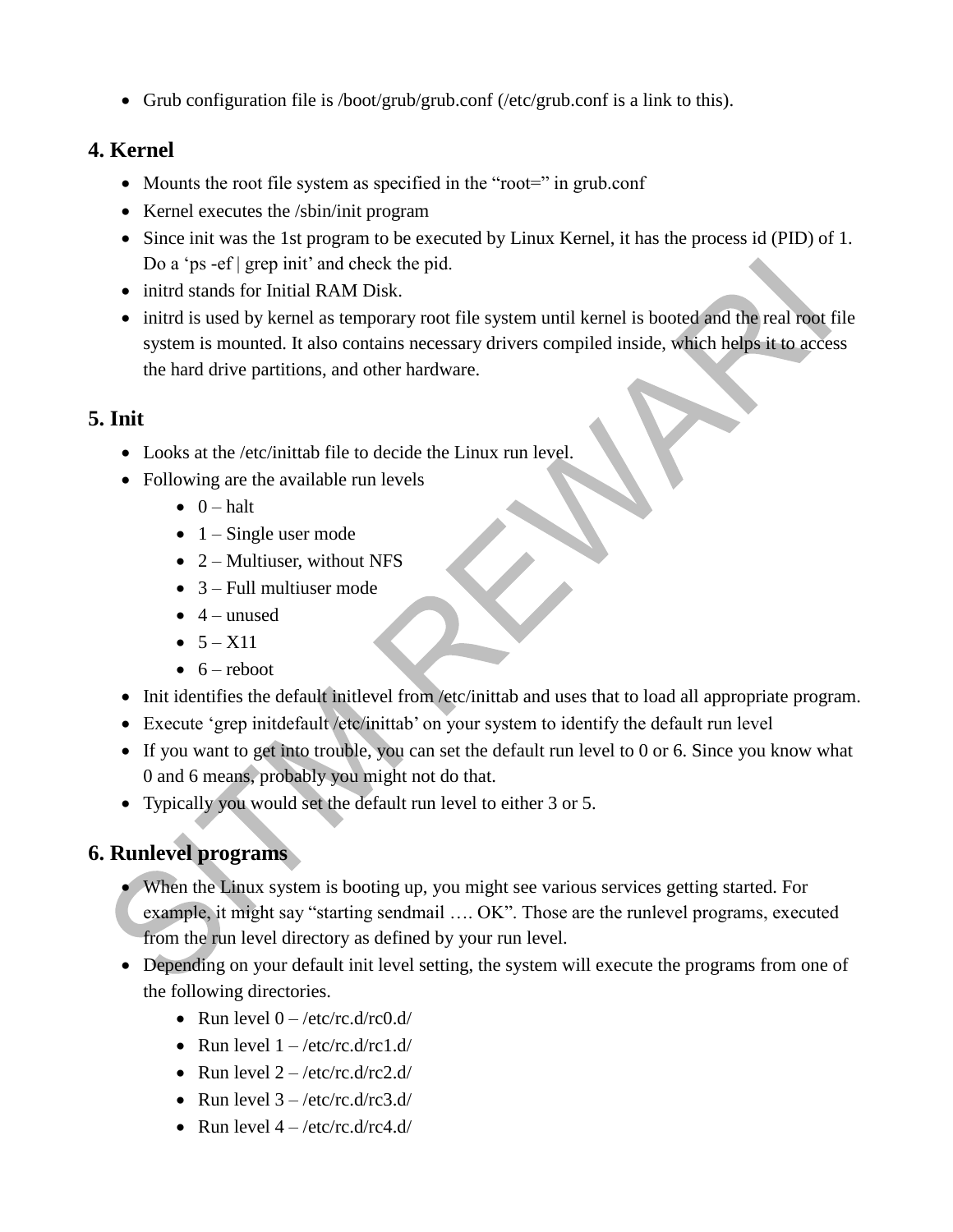- Grub configuration file is /boot/grub/grub.conf (/etc/grub.conf is a link to this).

## 4. Kernel

- Mounts the root file system as specified in the "root=" in grub.conf
- Kernel executes the /sbin/init program
- Since init was the 1st program to be executed by Linux Kernel, it has the process id (PID) of 1. Do a 'ps -ef | grep init' and check the pid.
- initrd stands for Initial RAM Disk.
- initrd is used by kernel as temporary root file system until kernel is booted and the real root file system is mounted. It also contains necessary drivers compiled inside, which helps it to access the hard drive partitions, and other hardware.

## 5. Init

- Looks at the /etc/inittab file to decide the Linux run level.
- Following are the available run levels
  - 0 – halt
  - 1 – Single user mode
  - 2 – Multiuser, without NFS
  - 3 – Full multiuser mode
  - 4 – unused
  - 5 – X11
  - 6 – reboot
- Init identifies the default initlevel from /etc/inittab and uses that to load all appropriate program.
- Execute 'grep initdefault /etc/inittab' on your system to identify the default run level
- If you want to get into trouble, you can set the default run level to 0 or 6. Since you know what 0 and 6 means, probably you might not do that.
- Typically you would set the default run level to either 3 or 5.

## 6. Runlevel programs

- When the Linux system is booting up, you might see various services getting started. For example, it might say "starting sendmail …. OK". Those are the runlevel programs, executed from the run level directory as defined by your run level.
- Depending on your default init level setting, the system will execute the programs from one of the following directories.
  - Run level 0 – /etc/rc.d/rc0.d/
  - Run level 1 – /etc/rc.d/rc1.d/
  - Run level 2 – /etc/rc.d/rc2.d/
  - Run level 3 – /etc/rc.d/rc3.d/
  - Run level 4 – /etc/rc.d/rc4.d/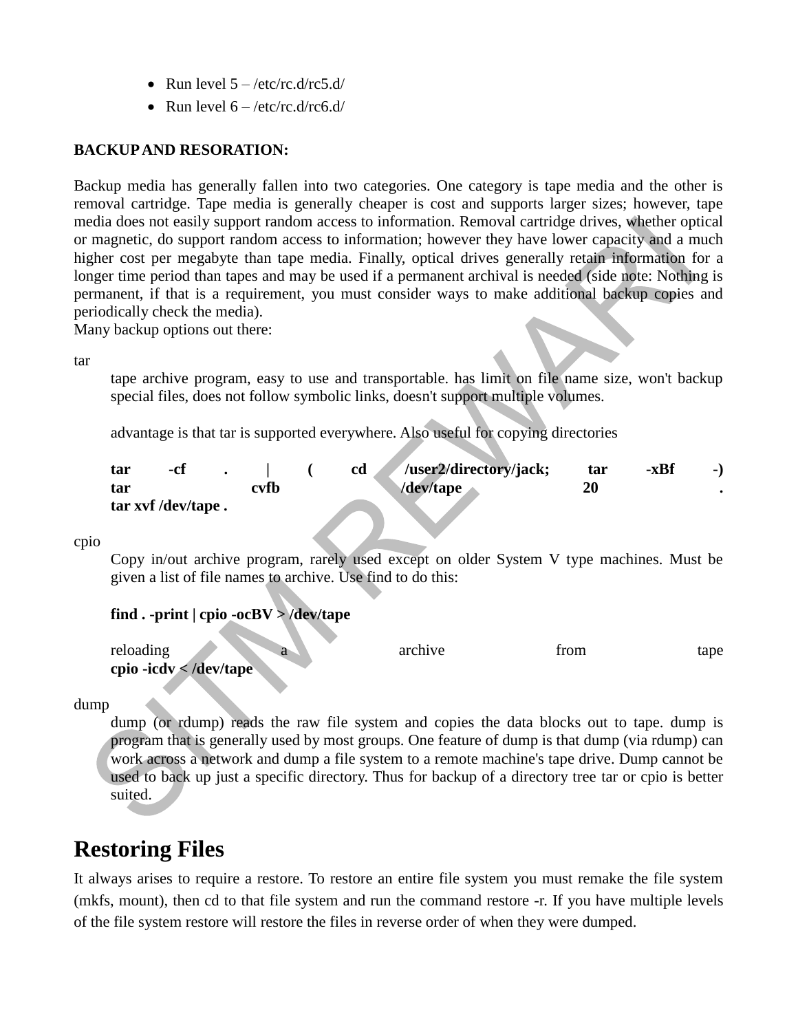- Run level 5 – /etc/rc.d/rc5.d/
- Run level 6 – /etc/rc.d/rc6.d/

**BACKUP AND RESORATION:**

Backup media has generally fallen into two categories. One category is tape media and the other is removal cartridge. Tape media is generally cheaper is cost and supports larger sizes; however, tape media does not easily support random access to information. Removal cartridge drives, whether optical or magnetic, do support random access to information; however they have lower capacity and a much higher cost per megabyte than tape media. Finally, optical drives generally retain information for a longer time period than tapes and may be used if a permanent archival is needed (side note: Nothing is permanent, if that is a requirement, you must consider ways to make additional backup copies and periodically check the media).
Many backup options out there:

tar

tape archive program, easy to use and transportable. has limit on file name size, won't backup special files, does not follow symbolic links, doesn't support multiple volumes.

advantage is that tar is supported everywhere. Also useful for copying directories

```
tar -cf . | ( cd /user2/directory/jack; tar -xBf -)
tar cvfb /dev/tape 20 .
tar xvf /dev/tape .
```

cpio

Copy in/out archive program, rarely used except on older System V type machines. Must be given a list of file names to archive. Use find to do this:

```
find . -print | cpio -ocBV > /dev/tape
```

reloading a archive from tape

```
cpio -icdv < /dev/tape
```

dump

dump (or rdump) reads the raw file system and copies the data blocks out to tape. dump is program that is generally used by most groups. One feature of dump is that dump (via rdump) can work across a network and dump a file system to a remote machine's tape drive. Dump cannot be used to back up just a specific directory. Thus for backup of a directory tree tar or cpio is better suited.

## Restoring Files

It always arises to require a restore. To restore an entire file system you must remake the file system (mkfs, mount), then cd to that file system and run the command restore -r. If you have multiple levels of the file system restore will restore the files in reverse order of when they were dumped.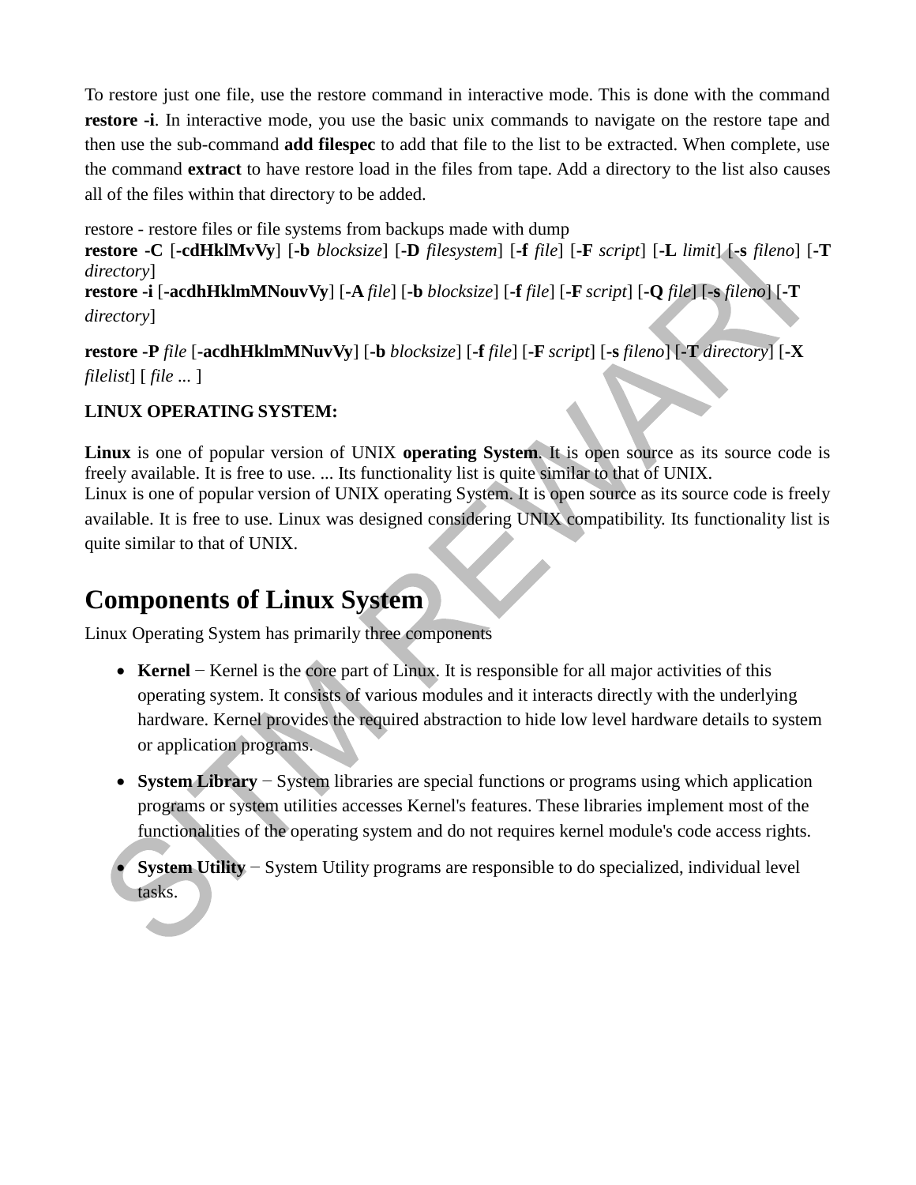To restore just one file, use the restore command in interactive mode. This is done with the command **restore -i**. In interactive mode, you use the basic unix commands to navigate on the restore tape and then use the sub-command **add filespec** to add that file to the list to be extracted. When complete, use the command **extract** to have restore load in the files from tape. Add a directory to the list also causes all of the files within that directory to be added.

restore - restore files or file systems from backups made with dump
**restore -C** [**-cdHklMvVy**] [**-b** *blocksize*] [**-D** *filesystem*] [**-f** *file*] [**-F** *script*] [**-L** *limit*] [**-s** *fileno*] [**-T** *directory*]
**restore -i** [**-acdhHklmMNouvVy**] [**-A** *file*] [**-b** *blocksize*] [**-f** *file*] [**-F** *script*] [**-Q** *file*] [**-s** *fileno*] [**-T** *directory*]

**restore -P** *file* [**-acdhHklmMNuvVy**] [**-b** *blocksize*] [**-f** *file*] [**-F** *script*] [**-s** *fileno*] [**-T** *directory*] [**-X** *filelist*] [ *file* ... ]

**LINUX OPERATING SYSTEM:**

**Linux** is one of popular version of UNIX **operating System**. It is open source as its source code is freely available. It is free to use. ... Its functionality list is quite similar to that of UNIX.
Linux is one of popular version of UNIX operating System. It is open source as its source code is freely available. It is free to use. Linux was designed considering UNIX compatibility. Its functionality list is quite similar to that of UNIX.

## Components of Linux System

Linux Operating System has primarily three components

- **Kernel** − Kernel is the core part of Linux. It is responsible for all major activities of this operating system. It consists of various modules and it interacts directly with the underlying hardware. Kernel provides the required abstraction to hide low level hardware details to system or application programs.
- **System Library** − System libraries are special functions or programs using which application programs or system utilities accesses Kernel's features. These libraries implement most of the functionalities of the operating system and do not requires kernel module's code access rights.
- **System Utility** − System Utility programs are responsible to do specialized, individual level tasks.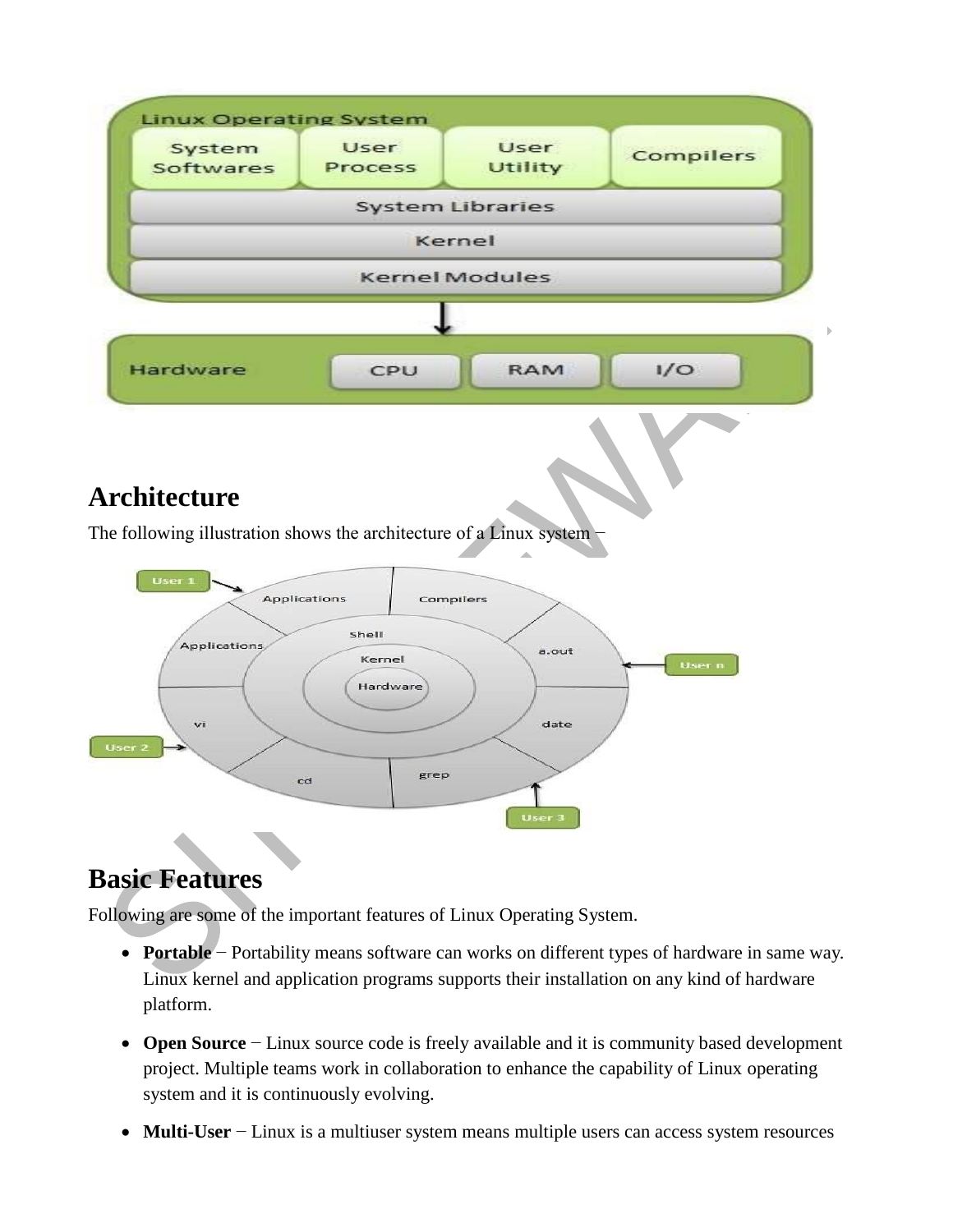## Architecture

The following illustration shows the architecture of a Linux system −

## Basic Features

Following are some of the important features of Linux Operating System.

- **Portable** − Portability means software can works on different types of hardware in same way. Linux kernel and application programs supports their installation on any kind of hardware platform.
- **Open Source** − Linux source code is freely available and it is community based development project. Multiple teams work in collaboration to enhance the capability of Linux operating system and it is continuously evolving.
- **Multi-User** − Linux is a multiuser system means multiple users can access system resources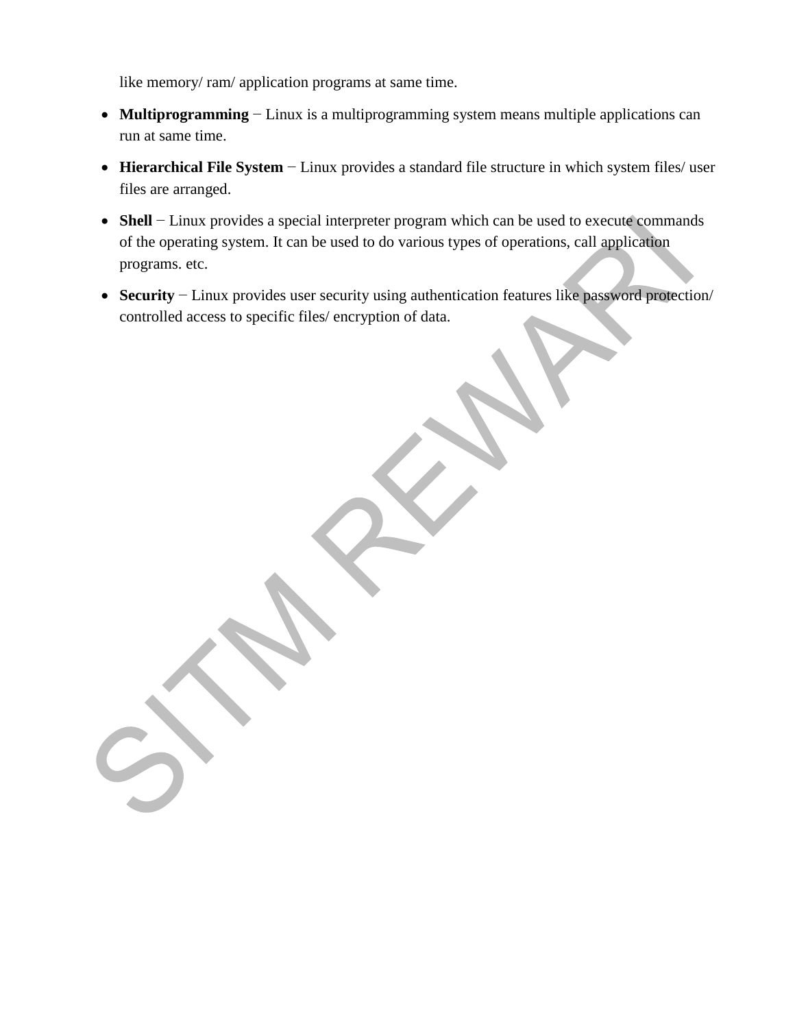like memory/ ram/ application programs at same time.

- **Multiprogramming** − Linux is a multiprogramming system means multiple applications can run at same time.
- **Hierarchical File System** − Linux provides a standard file structure in which system files/ user files are arranged.
- **Shell** − Linux provides a special interpreter program which can be used to execute commands of the operating system. It can be used to do various types of operations, call application programs. etc.
- **Security** − Linux provides user security using authentication features like password protection/ controlled access to specific files/ encryption of data.